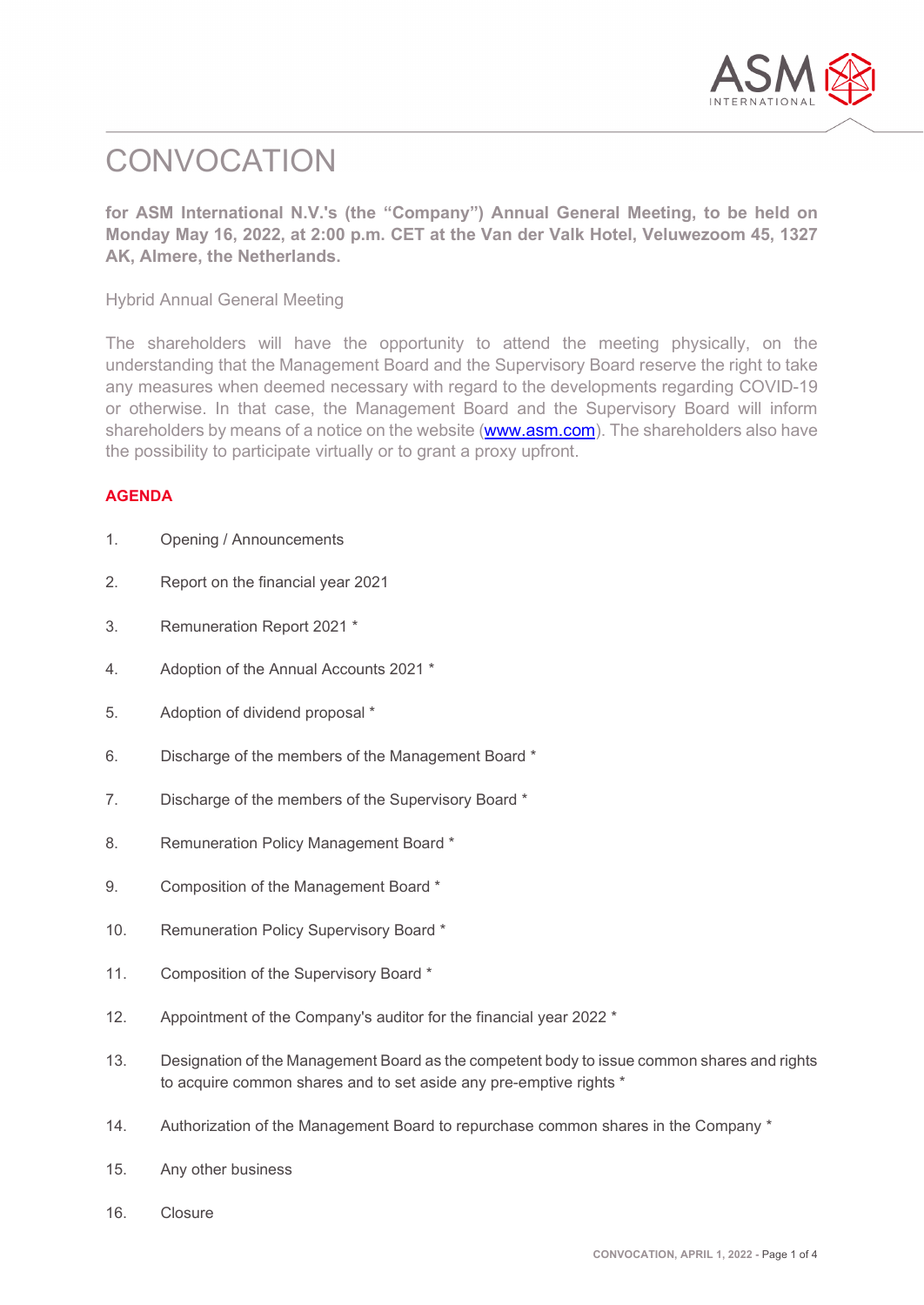# CONVOCATION

**for ASM International N.V.'s (the "Company") Annual General Meeting, to be held on Monday May 16, 2022, at 2:00 p.m. CET at the Van der Valk Hotel, Veluwezoom 45, 1327 AK, Almere, the Netherlands.**

Hybrid Annual General Meeting

The shareholders will have the opportunity to attend the meeting physically, on the understanding that the Management Board and the Supervisory Board reserve the right to take any measures when deemed necessary with regard to the developments regarding COVID-19 or otherwise. In that case, the Management Board and the Supervisory Board will inform shareholders by means of a notice on the website (www.asm.com). The shareholders also have the possibility to participate virtually or to grant a proxy upfront.

## AGENDA

1. Opening / Announcements
2. Report on the financial year 2021
3. Remuneration Report 2021 *
4. Adoption of the Annual Accounts 2021 *
5. Adoption of dividend proposal *
6. Discharge of the members of the Management Board *
7. Discharge of the members of the Supervisory Board *
8. Remuneration Policy Management Board *
9. Composition of the Management Board *
10. Remuneration Policy Supervisory Board *
11. Composition of the Supervisory Board *
12. Appointment of the Company's auditor for the financial year 2022 *
13. Designation of the Management Board as the competent body to issue common shares and rights to acquire common shares and to set aside any pre-emptive rights *
14. Authorization of the Management Board to repurchase common shares in the Company *
15. Any other business
16. Closure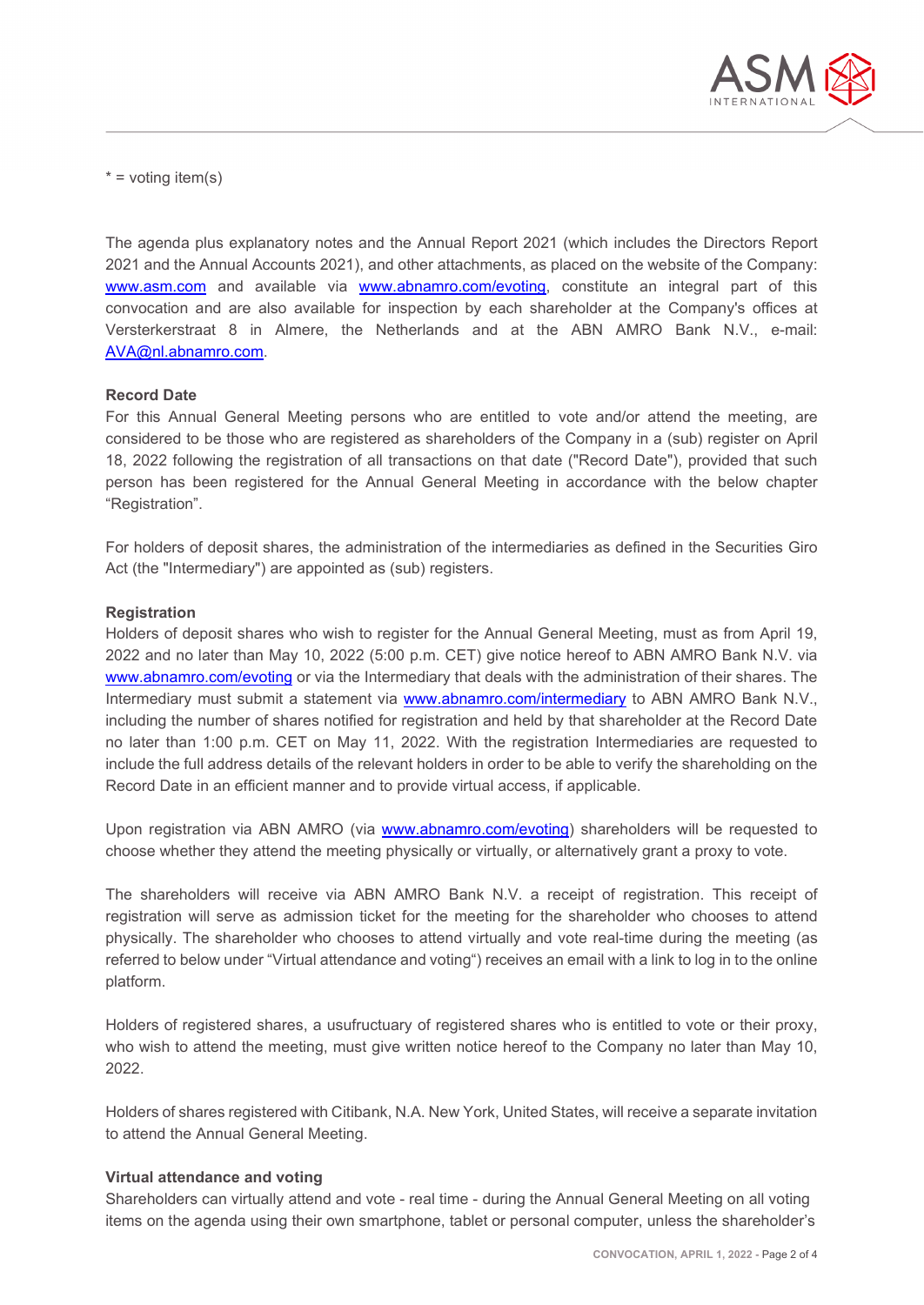* = voting item(s)

The agenda plus explanatory notes and the Annual Report 2021 (which includes the Directors Report 2021 and the Annual Accounts 2021), and other attachments, as placed on the website of the Company: www.asm.com and available via www.abnamro.com/evoting, constitute an integral part of this convocation and are also available for inspection by each shareholder at the Company's offices at Versterkerstraat 8 in Almere, the Netherlands and at the ABN AMRO Bank N.V., e-mail: AVA@nl.abnamro.com.

**Record Date**

For this Annual General Meeting persons who are entitled to vote and/or attend the meeting, are considered to be those who are registered as shareholders of the Company in a (sub) register on April 18, 2022 following the registration of all transactions on that date ("Record Date"), provided that such person has been registered for the Annual General Meeting in accordance with the below chapter "Registration".

For holders of deposit shares, the administration of the intermediaries as defined in the Securities Giro Act (the "Intermediary") are appointed as (sub) registers.

**Registration**

Holders of deposit shares who wish to register for the Annual General Meeting, must as from April 19, 2022 and no later than May 10, 2022 (5:00 p.m. CET) give notice hereof to ABN AMRO Bank N.V. via www.abnamro.com/evoting or via the Intermediary that deals with the administration of their shares. The Intermediary must submit a statement via www.abnamro.com/intermediary to ABN AMRO Bank N.V., including the number of shares notified for registration and held by that shareholder at the Record Date no later than 1:00 p.m. CET on May 11, 2022. With the registration Intermediaries are requested to include the full address details of the relevant holders in order to be able to verify the shareholding on the Record Date in an efficient manner and to provide virtual access, if applicable.

Upon registration via ABN AMRO (via www.abnamro.com/evoting) shareholders will be requested to choose whether they attend the meeting physically or virtually, or alternatively grant a proxy to vote.

The shareholders will receive via ABN AMRO Bank N.V. a receipt of registration. This receipt of registration will serve as admission ticket for the meeting for the shareholder who chooses to attend physically. The shareholder who chooses to attend virtually and vote real-time during the meeting (as referred to below under "Virtual attendance and voting") receives an email with a link to log in to the online platform.

Holders of registered shares, a usufructuary of registered shares who is entitled to vote or their proxy, who wish to attend the meeting, must give written notice hereof to the Company no later than May 10, 2022.

Holders of shares registered with Citibank, N.A. New York, United States, will receive a separate invitation to attend the Annual General Meeting.

**Virtual attendance and voting**

Shareholders can virtually attend and vote - real time - during the Annual General Meeting on all voting items on the agenda using their own smartphone, tablet or personal computer, unless the shareholder's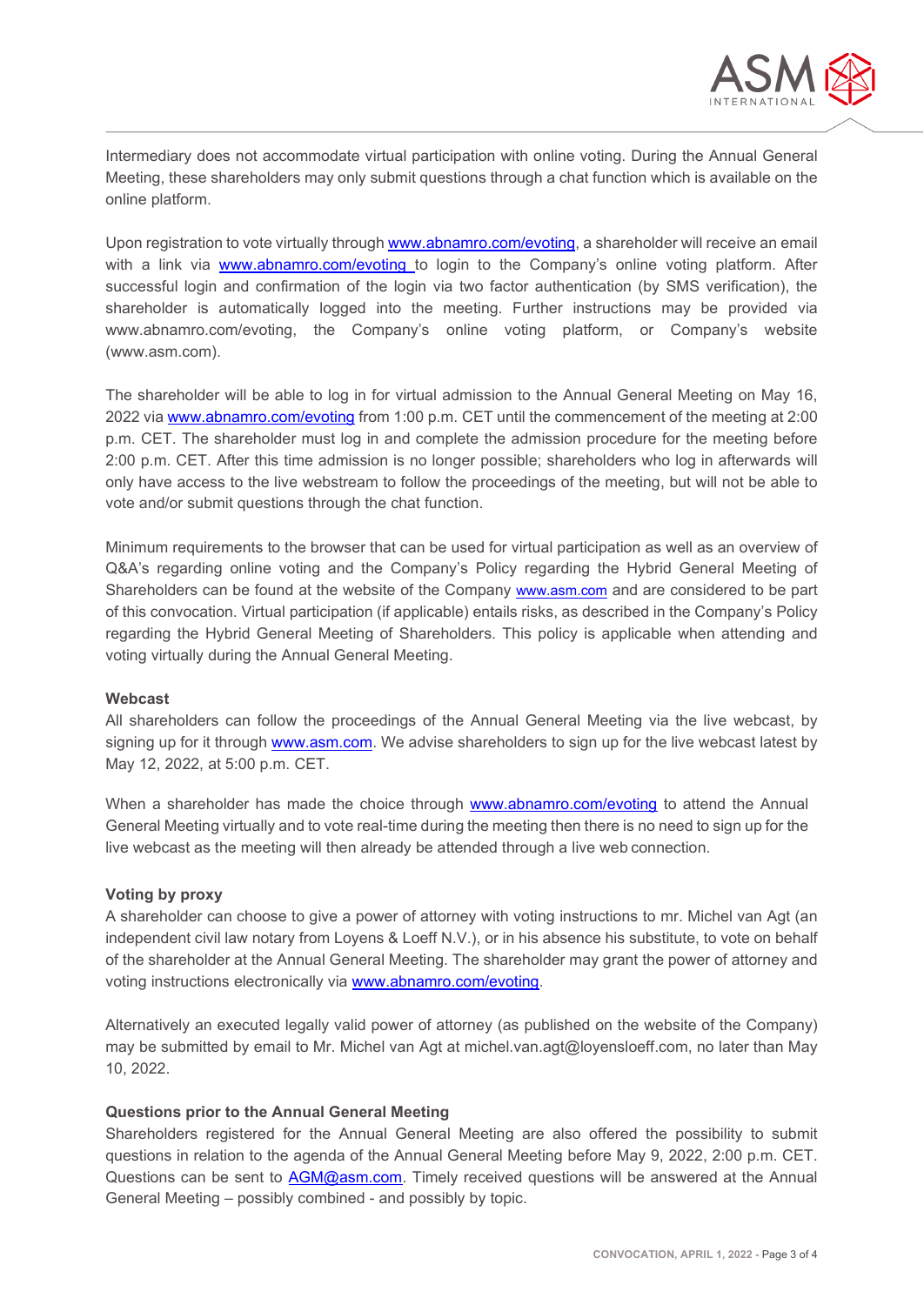Intermediary does not accommodate virtual participation with online voting. During the Annual General Meeting, these shareholders may only submit questions through a chat function which is available on the online platform.

Upon registration to vote virtually through www.abnamro.com/evoting, a shareholder will receive an email with a link via www.abnamro.com/evoting to login to the Company's online voting platform. After successful login and confirmation of the login via two factor authentication (by SMS verification), the shareholder is automatically logged into the meeting. Further instructions may be provided via www.abnamro.com/evoting, the Company's online voting platform, or Company's website (www.asm.com).

The shareholder will be able to log in for virtual admission to the Annual General Meeting on May 16, 2022 via www.abnamro.com/evoting from 1:00 p.m. CET until the commencement of the meeting at 2:00 p.m. CET. The shareholder must log in and complete the admission procedure for the meeting before 2:00 p.m. CET. After this time admission is no longer possible; shareholders who log in afterwards will only have access to the live webstream to follow the proceedings of the meeting, but will not be able to vote and/or submit questions through the chat function.

Minimum requirements to the browser that can be used for virtual participation as well as an overview of Q&A's regarding online voting and the Company's Policy regarding the Hybrid General Meeting of Shareholders can be found at the website of the Company www.asm.com and are considered to be part of this convocation. Virtual participation (if applicable) entails risks, as described in the Company's Policy regarding the Hybrid General Meeting of Shareholders. This policy is applicable when attending and voting virtually during the Annual General Meeting.

**Webcast**

All shareholders can follow the proceedings of the Annual General Meeting via the live webcast, by signing up for it through www.asm.com. We advise shareholders to sign up for the live webcast latest by May 12, 2022, at 5:00 p.m. CET.

When a shareholder has made the choice through www.abnamro.com/evoting to attend the Annual General Meeting virtually and to vote real-time during the meeting then there is no need to sign up for the live webcast as the meeting will then already be attended through a live web connection.

**Voting by proxy**

A shareholder can choose to give a power of attorney with voting instructions to mr. Michel van Agt (an independent civil law notary from Loyens & Loeff N.V.), or in his absence his substitute, to vote on behalf of the shareholder at the Annual General Meeting. The shareholder may grant the power of attorney and voting instructions electronically via www.abnamro.com/evoting.

Alternatively an executed legally valid power of attorney (as published on the website of the Company) may be submitted by email to Mr. Michel van Agt at michel.van.agt@loyensloeff.com, no later than May 10, 2022.

**Questions prior to the Annual General Meeting**

Shareholders registered for the Annual General Meeting are also offered the possibility to submit questions in relation to the agenda of the Annual General Meeting before May 9, 2022, 2:00 p.m. CET. Questions can be sent to AGM@asm.com. Timely received questions will be answered at the Annual General Meeting – possibly combined - and possibly by topic.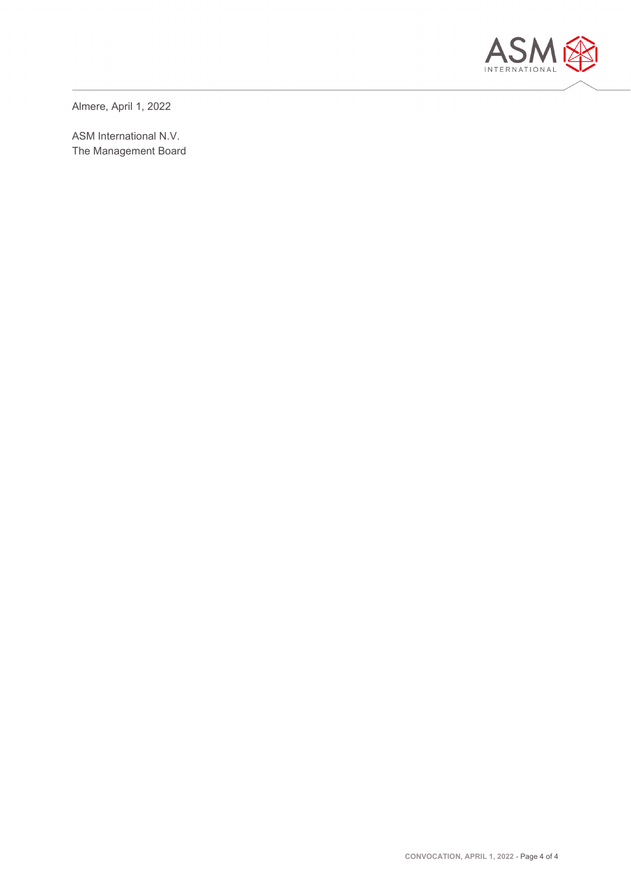Almere, April 1, 2022

ASM International N.V.
The Management Board